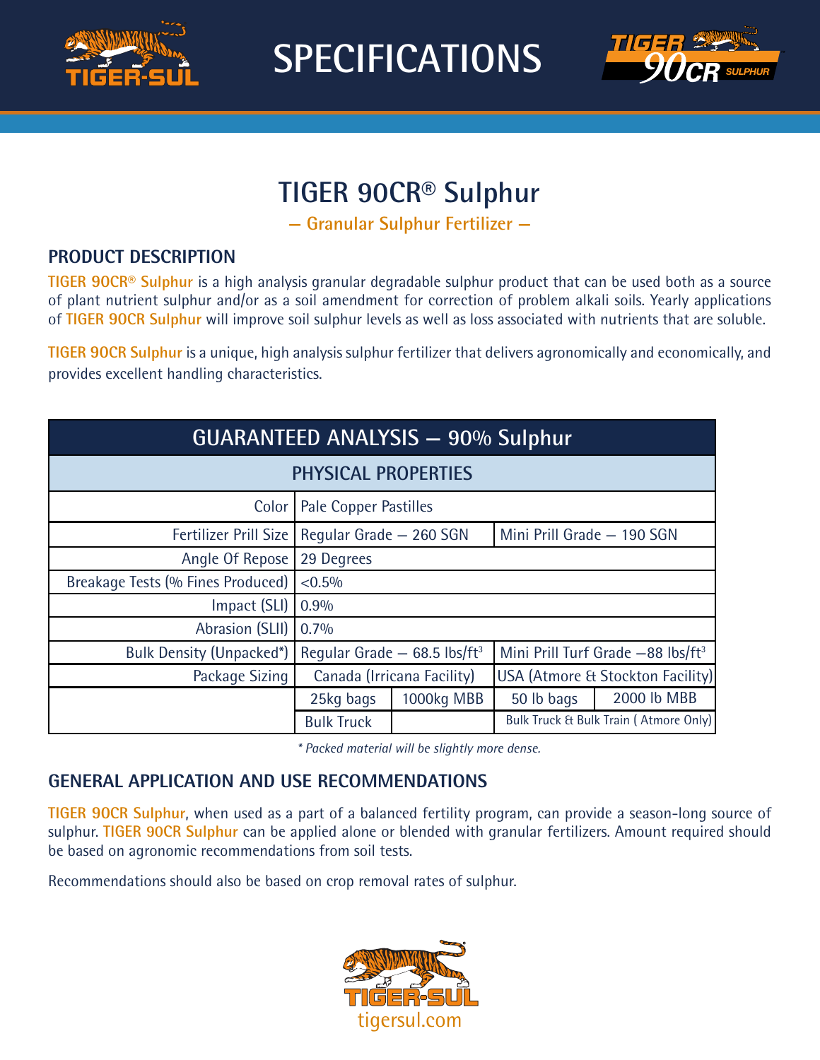# SPECIFICATIONS

# TIGER 90CR® Sulphur

**— Granular Sulphur Fertilizer —**

## PRODUCT DESCRIPTION

**TIGER 90CR® Sulphur** is a high analysis granular degradable sulphur product that can be used both as a source of plant nutrient sulphur and/or as a soil amendment for correction of problem alkali soils. Yearly applications of **TIGER 90CR Sulphur** will improve soil sulphur levels as well as loss associated with nutrients that are soluble.

**TIGER 90CR Sulphur** is a unique, high analysis sulphur fertilizer that delivers agronomically and economically, and provides excellent handling characteristics.

| GUARANTEED ANALYSIS — 90% Sulphur | | | | |
|---|---|---|---|---|
| **PHYSICAL PROPERTIES** | | | | |
| Color | Pale Copper Pastilles | | | |
| Fertilizer Prill Size | Regular Grade – 260 SGN | | Mini Prill Grade – 190 SGN | |
| Angle Of Repose | 29 Degrees | | | |
| Breakage Tests (% Fines Produced) | <0.5% | | | |
| Impact (SLI) | 0.9% | | | |
| Abrasion (SLII) | 0.7% | | | |
| Bulk Density (Unpacked*) | Regular Grade – 68.5 lbs/ft³ | | Mini Prill Turf Grade –88 lbs/ft³ | |
| Package Sizing | Canada (Irricana Facility) | | USA (Atmore & Stockton Facility) | |
| | 25kg bags | 1000kg MBB | 50 lb bags | 2000 lb MBB |
| | Bulk Truck | | Bulk Truck & Bulk Train ( Atmore Only) | |

*\* Packed material will be slightly more dense.*

## GENERAL APPLICATION AND USE RECOMMENDATIONS

**TIGER 90CR Sulphur**, when used as a part of a balanced fertility program, can provide a season-long source of sulphur. **TIGER 90CR Sulphur** can be applied alone or blended with granular fertilizers. Amount required should be based on agronomic recommendations from soil tests.

Recommendations should also be based on crop removal rates of sulphur.

TIGER-SUL
tigersul.com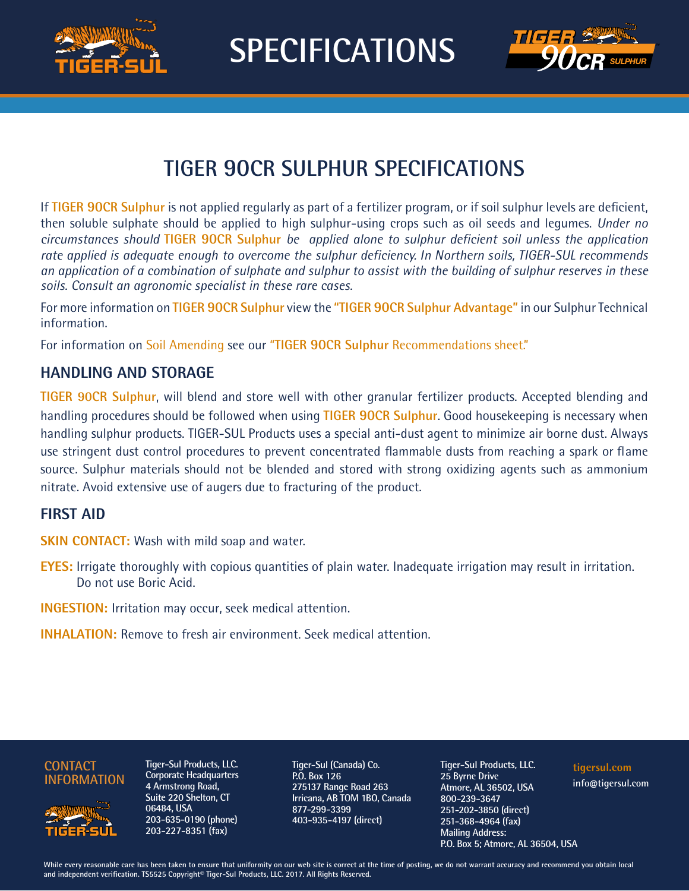# SPECIFICATIONS

## TIGER 90CR SULPHUR SPECIFICATIONS

If **TIGER 90CR Sulphur** is not applied regularly as part of a fertilizer program, or if soil sulphur levels are deficient, then soluble sulphate should be applied to high sulphur-using crops such as oil seeds and legumes. *Under no circumstances should* **TIGER 90CR Sulphur** *be applied alone to sulphur deficient soil unless the application rate applied is adequate enough to overcome the sulphur deficiency. In Northern soils, TIGER-SUL recommends an application of a combination of sulphate and sulphur to assist with the building of sulphur reserves in these soils. Consult an agronomic specialist in these rare cases.*

For more information on **TIGER 90CR Sulphur** view the **"TIGER 90CR Sulphur Advantage"** in our Sulphur Technical information.

For information on Soil Amending see our **"TIGER 90CR Sulphur** Recommendations sheet."

### HANDLING AND STORAGE

**TIGER 90CR Sulphur**, will blend and store well with other granular fertilizer products. Accepted blending and handling procedures should be followed when using **TIGER 90CR Sulphur**. Good housekeeping is necessary when handling sulphur products. TIGER-SUL Products uses a special anti-dust agent to minimize air borne dust. Always use stringent dust control procedures to prevent concentrated flammable dusts from reaching a spark or flame source. Sulphur materials should not be blended and stored with strong oxidizing agents such as ammonium nitrate. Avoid extensive use of augers due to fracturing of the product.

### FIRST AID

**SKIN CONTACT:** Wash with mild soap and water.

**EYES:** Irrigate thoroughly with copious quantities of plain water. Inadequate irrigation may result in irritation. Do not use Boric Acid.

**INGESTION:** Irritation may occur, seek medical attention.

**INHALATION:** Remove to fresh air environment. Seek medical attention.

### CONTACT INFORMATION

**Tiger-Sul Products, LLC.**
Corporate Headquarters
4 Armstrong Road,
Suite 220 Shelton, CT
06484, USA
203-635-0190 (phone)
203-227-8351 (fax)

**Tiger-Sul (Canada) Co.**
P.O. Box 126
275137 Range Road 263
Irricana, AB TOM 1BO, Canada
877-299-3399
403-935-4197 (direct)

**Tiger-Sul Products, LLC.**
25 Byrne Drive
Atmore, AL 36502, USA
800-239-3647
251-202-3850 (direct)
251-368-4964 (fax)
Mailing Address:
P.O. Box 5; Atmore, AL 36504, USA

**tigersul.com**
info@tigersul.com

While every reasonable care has been taken to ensure that uniformity on our web site is correct at the time of posting, we do not warrant accuracy and recommend you obtain local and independent verification. TS5525 Copyright© Tiger-Sul Products, LLC. 2017. All Rights Reserved.